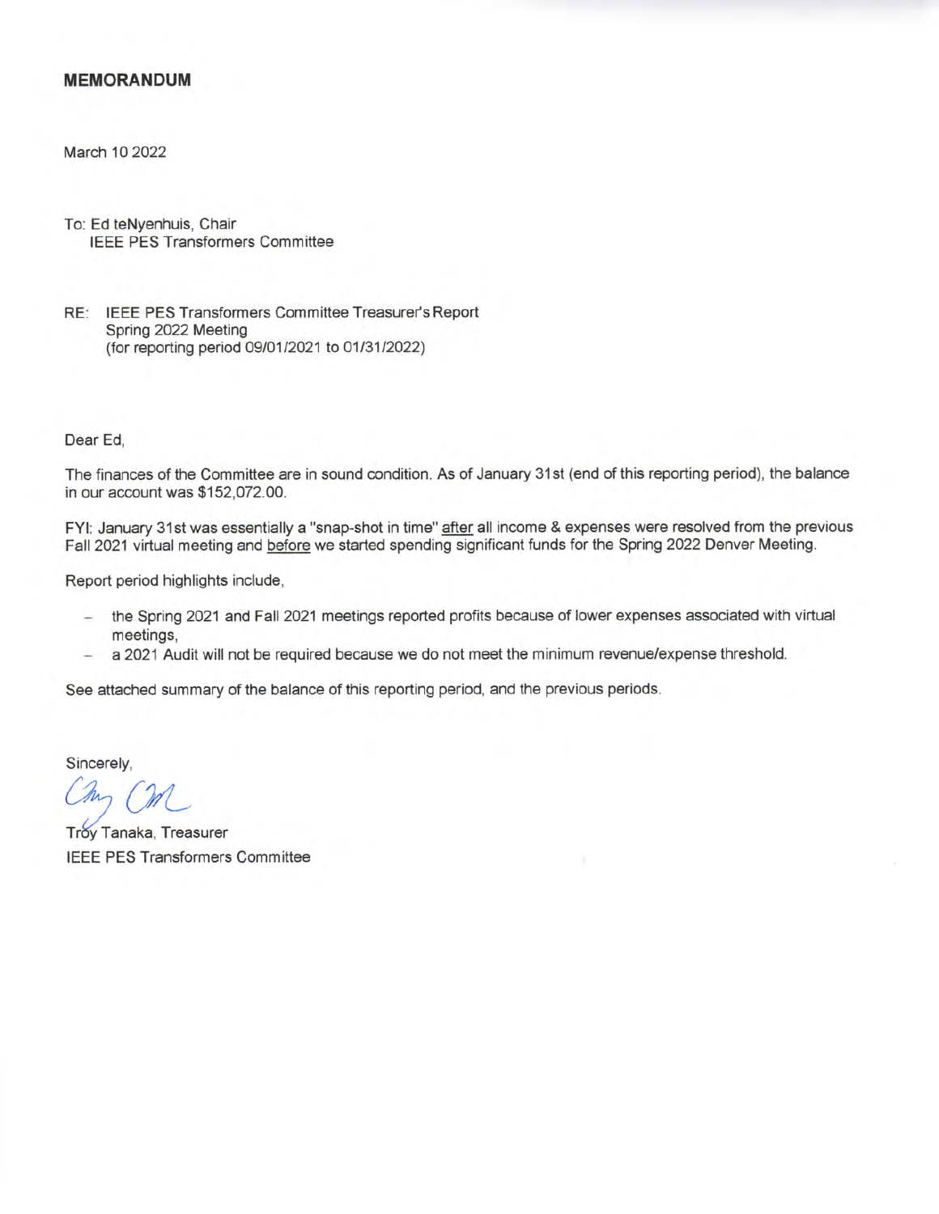**MEMORANDUM**

March 10 2022

To: Ed teNyenhuis, Chair
IEEE PES Transformers Committee

RE: IEEE PES Transformers Committee Treasurer's Report
Spring 2022 Meeting
(for reporting period 09/01/2021 to 01/31/2022)

Dear Ed,

The finances of the Committee are in sound condition. As of January 31st (end of this reporting period), the balance in our account was $152,072.00.

FYI: January 31st was essentially a "snap-shot in time" after all income & expenses were resolved from the previous Fall 2021 virtual meeting and before we started spending significant funds for the Spring 2022 Denver Meeting.

Report period highlights include,

- the Spring 2021 and Fall 2021 meetings reported profits because of lower expenses associated with virtual meetings,
- a 2021 Audit will not be required because we do not meet the minimum revenue/expense threshold.

See attached summary of the balance of this reporting period, and the previous periods.

Sincerely,

Troy Tanaka, Treasurer
IEEE PES Transformers Committee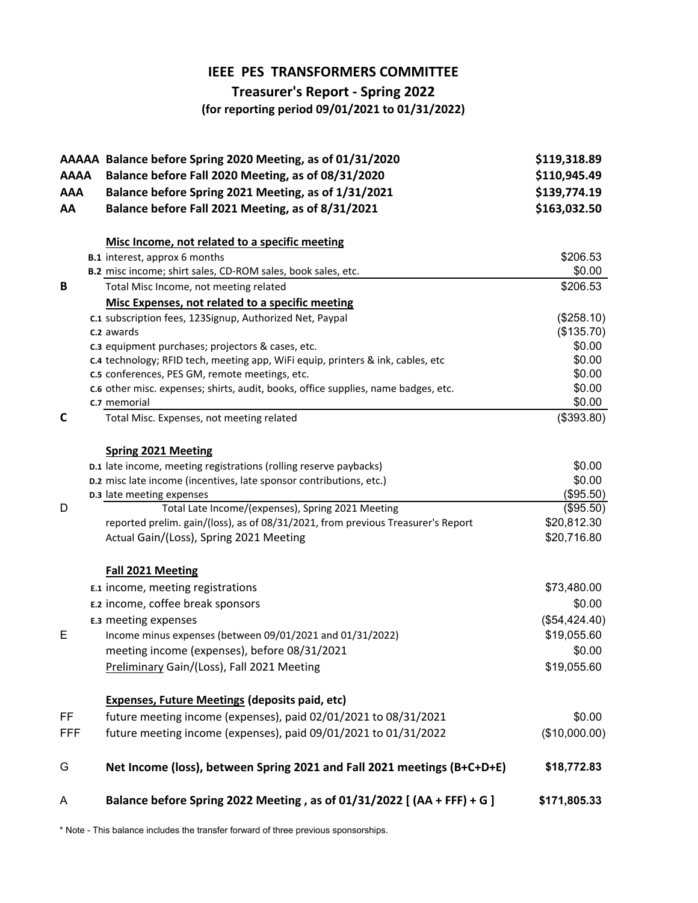# IEEE PES TRANSFORMERS COMMITTEE

## Treasurer's Report - Spring 2022

### (for reporting period 09/01/2021 to 01/31/2022)

| | | |
|---|---|---|
| **AAAAA** | **Balance before Spring 2020 Meeting, as of 01/31/2020** | **$119,318.89** |
| **AAAA** | **Balance before Fall 2020 Meeting, as of 08/31/2020** | **$110,945.49** |
| **AAA** | **Balance before Spring 2021 Meeting, as of 1/31/2021** | **$139,774.19** |
| **AA** | **Balance before Fall 2021 Meeting, as of 8/31/2021** | **$163,032.50** |
| | **Misc Income, not related to a specific meeting** | |
| | **B.1** interest, approx 6 months | $206.53 |
| | **B.2** misc income; shirt sales, CD-ROM sales, book sales, etc. | $0.00 |
| **B** | Total Misc Income, not meeting related | $206.53 |
| | **Misc Expenses, not related to a specific meeting** | |
| | **C.1** subscription fees, 123Signup, Authorized Net, Paypal | ($258.10) |
| | **C.2** awards | ($135.70) |
| | **C.3** equipment purchases; projectors & cases, etc. | $0.00 |
| | **C.4** technology; RFID tech, meeting app, WiFi equip, printers & ink, cables, etc | $0.00 |
| | **C.5** conferences, PES GM, remote meetings, etc. | $0.00 |
| | **C.6** other misc. expenses; shirts, audit, books, office supplies, name badges, etc. | $0.00 |
| | **C.7** memorial | $0.00 |
| **C** | Total Misc. Expenses, not meeting related | ($393.80) |
| | **Spring 2021 Meeting** | |
| | **D.1** late income, meeting registrations (rolling reserve paybacks) | $0.00 |
| | **D.2** misc late income (incentives, late sponsor contributions, etc.) | $0.00 |
| | **D.3** late meeting expenses | ($95.50) |
| D | Total Late Income/(expenses), Spring 2021 Meeting | ($95.50) |
| | reported prelim. gain/(loss), as of 08/31/2021, from previous Treasurer's Report | $20,812.30 |
| | Actual Gain/(Loss), Spring 2021 Meeting | $20,716.80 |
| | **Fall 2021 Meeting** | |
| | **E.1** income, meeting registrations | $73,480.00 |
| | **E.2** income, coffee break sponsors | $0.00 |
| | **E.3** meeting expenses | ($54,424.40) |
| E | Income minus expenses (between 09/01/2021 and 01/31/2022) | $19,055.60 |
| | meeting income (expenses), before 08/31/2021 | $0.00 |
| | Preliminary Gain/(Loss), Fall 2021 Meeting | $19,055.60 |
| | **Expenses, Future Meetings (deposits paid, etc)** | |
| FF | future meeting income (expenses), paid 02/01/2021 to 08/31/2021 | $0.00 |
| FFF | future meeting income (expenses), paid 09/01/2021 to 01/31/2022 | ($10,000.00) |
| G | **Net Income (loss), between Spring 2021 and Fall 2021 meetings (B+C+D+E)** | **$18,772.83** |
| A | **Balance before Spring 2022 Meeting , as of 01/31/2022 [ (AA + FFF) + G ]** | **$171,805.33** |

* Note - This balance includes the transfer forward of three previous sponsorships.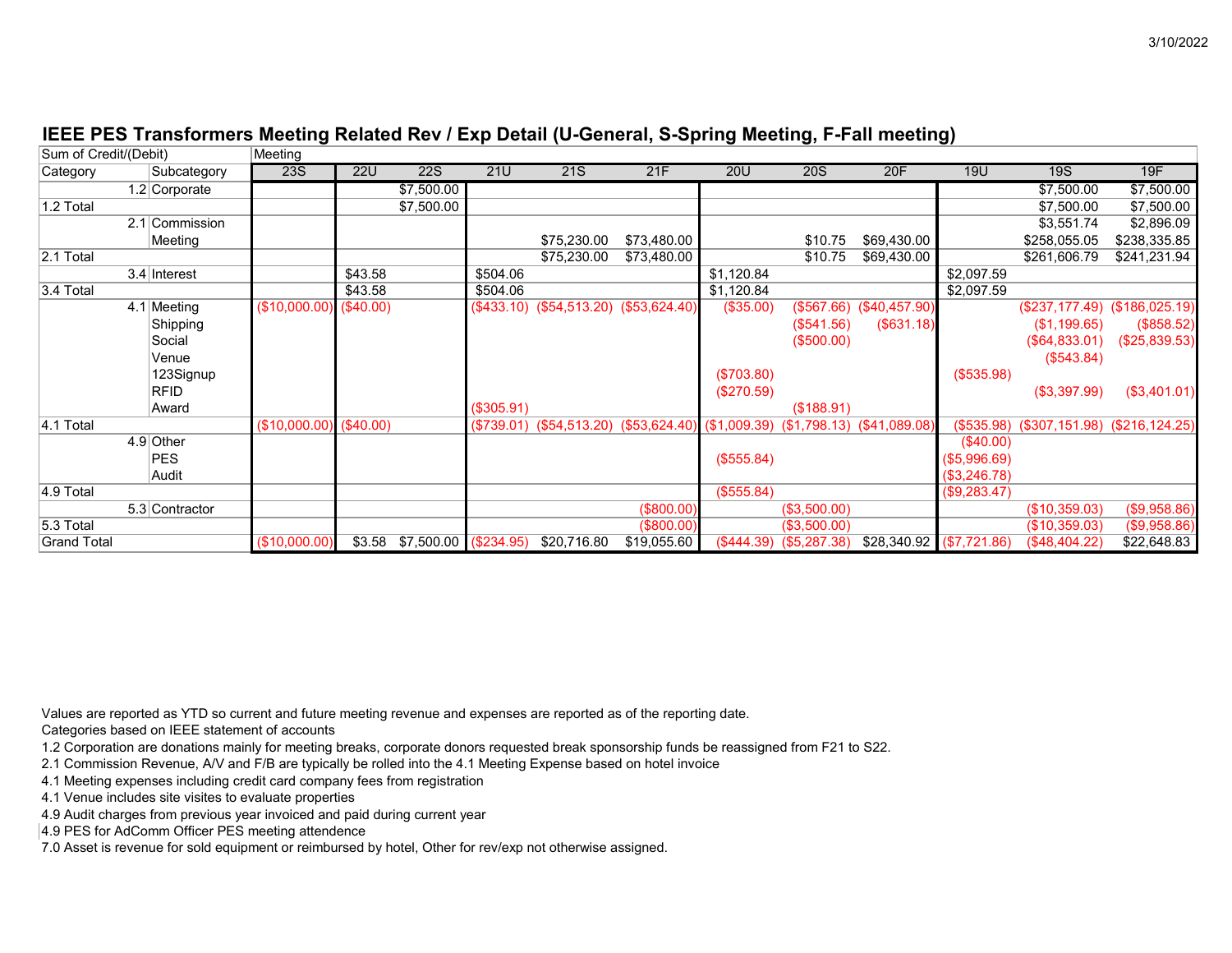## IEEE PES Transformers Meeting Related Rev / Exp Detail (U-General, S-Spring Meeting, F-Fall meeting)

| Sum of Credit/(Debit) | | Meeting | | | | | | | | | | | |
|---|---|---|---|---|---|---|---|---|---|---|---|---|---|
| Category | Subcategory | 23S | 22U | 22S | 21U | 21S | 21F | 20U | 20S | 20F | 19U | 19S | 19F |
| 1.2 | Corporate | | | $7,500.00 | | | | | | | | $7,500.00 | $7,500.00 |
| 1.2 Total | | | | $7,500.00 | | | | | | | | $7,500.00 | $7,500.00 |
| 2.1 | Commission | | | | | | | | | | | $3,551.74 | $2,896.09 |
| | Meeting | | | | | $75,230.00 | $73,480.00 | | $10.75 | $69,430.00 | | $258,055.05 | $238,335.85 |
| 2.1 Total | | | | | | $75,230.00 | $73,480.00 | | $10.75 | $69,430.00 | | $261,606.79 | $241,231.94 |
| 3.4 | Interest | | $43.58 | | $504.06 | | | $1,120.84 | | | $2,097.59 | | |
| 3.4 Total | | | $43.58 | | $504.06 | | | $1,120.84 | | | $2,097.59 | | |
| 4.1 | Meeting | ($10,000.00) | ($40.00) | | ($433.10) | ($54,513.20) | ($53,624.40) | ($35.00) | ($567.66) | ($40,457.90) | | ($237,177.49) | ($186,025.19) |
| | Shipping | | | | | | | | ($541.56) | ($631.18) | | ($1,199.65) | ($858.52) |
| | Social | | | | | | | | ($500.00) | | | ($64,833.01) | ($25,839.53) |
| | Venue | | | | | | | | | | | ($543.84) | |
| | 123Signup | | | | | | | ($703.80) | | | ($535.98) | | |
| | RFID | | | | | | | ($270.59) | | | | ($3,397.99) | ($3,401.01) |
| | Award | | | | ($305.91) | | | | ($188.91) | | | | |
| 4.1 Total | | ($10,000.00) | ($40.00) | | ($739.01) | ($54,513.20) | ($53,624.40) | ($1,009.39) | ($1,798.13) | ($41,089.08) | ($535.98) | ($307,151.98) | ($216,124.25) |
| 4.9 | Other | | | | | | | | | | ($40.00) | | |
| | PES | | | | | | | ($555.84) | | | ($5,996.69) | | |
| | Audit | | | | | | | | | | ($3,246.78) | | |
| 4.9 Total | | | | | | | | ($555.84) | | | ($9,283.47) | | |
| 5.3 | Contractor | | | | | | ($800.00) | | ($3,500.00) | | | ($10,359.03) | ($9,958.86) |
| 5.3 Total | | | | | | | ($800.00) | | ($3,500.00) | | | ($10,359.03) | ($9,958.86) |
| Grand Total | | ($10,000.00) | $3.58 | $7,500.00 | ($234.95) | $20,716.80 | $19,055.60 | ($444.39) | ($5,287.38) | $28,340.92 | ($7,721.86) | ($48,404.22) | $22,648.83 |

Values are reported as YTD so current and future meeting revenue and expenses are reported as of the reporting date.

Categories based on IEEE statement of accounts

1.2 Corporation are donations mainly for meeting breaks, corporate donors requested break sponsorship funds be reassigned from F21 to S22.

2.1 Commission Revenue, A/V and F/B are typically be rolled into the 4.1 Meeting Expense based on hotel invoice

4.1 Meeting expenses including credit card company fees from registration

4.1 Venue includes site visites to evaluate properties

4.9 Audit charges from previous year invoiced and paid during current year

4.9 PES for AdComm Officer PES meeting attendence

7.0 Asset is revenue for sold equipment or reimbursed by hotel, Other for rev/exp not otherwise assigned.